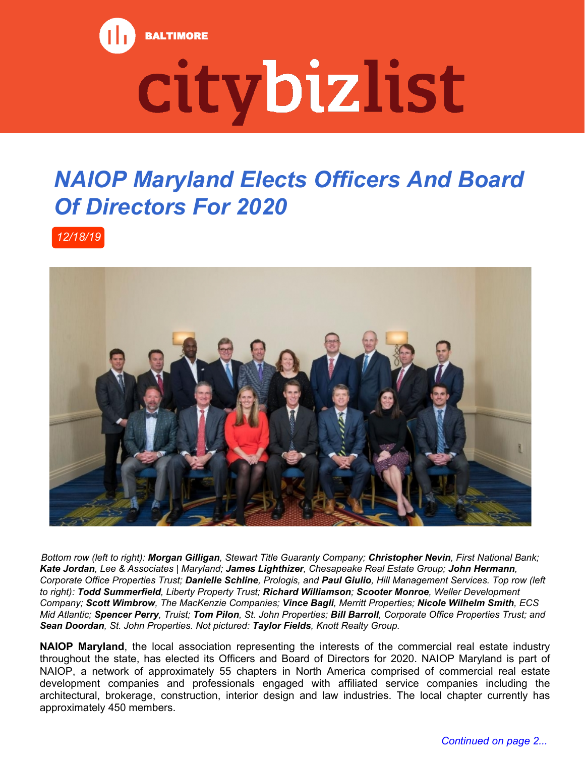BALTIMORE

citybizlist

# *NAIOP Maryland Elects Officers And Board Of Directors For 2020*

*12/18/19*

*Bottom row (left to right): **Morgan Gilligan**, Stewart Title Guaranty Company; **Christopher Nevin**, First National Bank; **Kate Jordan**, Lee & Associates | Maryland; **James Lighthizer**, Chesapeake Real Estate Group; **John Hermann**, Corporate Office Properties Trust; **Danielle Schline**, Prologis, and **Paul Giulio**, Hill Management Services. Top row (left to right): **Todd Summerfield**, Liberty Property Trust; **Richard Williamson**; **Scooter Monroe**, Weller Development Company; **Scott Wimbrow**, The MacKenzie Companies; **Vince Bagli**, Merritt Properties; **Nicole Wilhelm Smith**, ECS Mid Atlantic; **Spencer Perry**, Truist; **Tom Pilon**, St. John Properties; **Bill Barroll**, Corporate Office Properties Trust; and **Sean Doordan**, St. John Properties. Not pictured: **Taylor Fields**, Knott Realty Group.*

**NAIOP Maryland**, the local association representing the interests of the commercial real estate industry throughout the state, has elected its Officers and Board of Directors for 2020. NAIOP Maryland is part of NAIOP, a network of approximately 55 chapters in North America comprised of commercial real estate development companies and professionals engaged with affiliated service companies including the architectural, brokerage, construction, interior design and law industries. The local chapter currently has approximately 450 members.

*Continued on page 2...*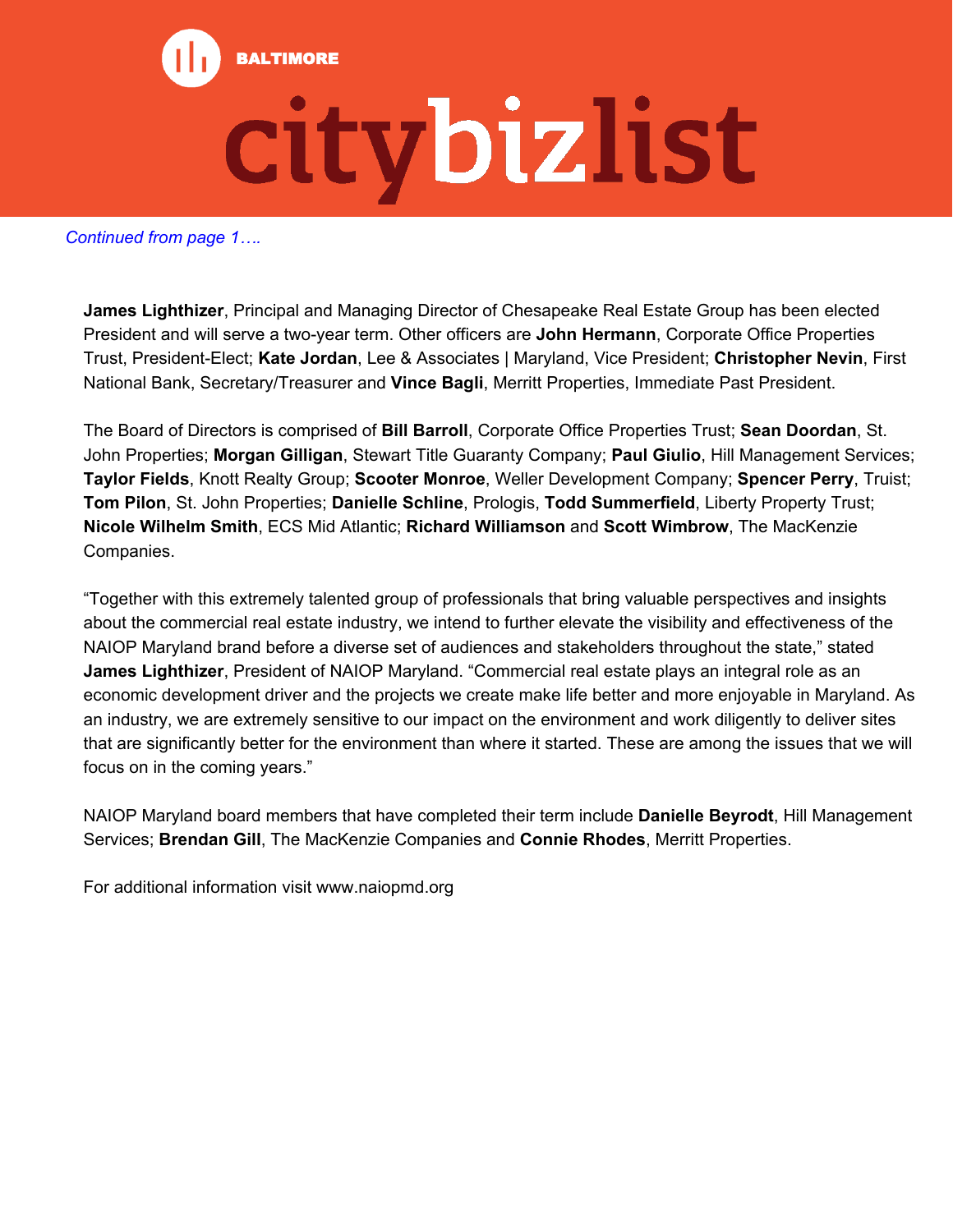*Continued from page 1….*

**James Lighthizer**, Principal and Managing Director of Chesapeake Real Estate Group has been elected President and will serve a two-year term. Other officers are **John Hermann**, Corporate Office Properties Trust, President-Elect; **Kate Jordan**, Lee & Associates | Maryland, Vice President; **Christopher Nevin**, First National Bank, Secretary/Treasurer and **Vince Bagli**, Merritt Properties, Immediate Past President.

The Board of Directors is comprised of **Bill Barroll**, Corporate Office Properties Trust; **Sean Doordan**, St. John Properties; **Morgan Gilligan**, Stewart Title Guaranty Company; **Paul Giulio**, Hill Management Services; **Taylor Fields**, Knott Realty Group; **Scooter Monroe**, Weller Development Company; **Spencer Perry**, Truist; **Tom Pilon**, St. John Properties; **Danielle Schline**, Prologis, **Todd Summerfield**, Liberty Property Trust; **Nicole Wilhelm Smith**, ECS Mid Atlantic; **Richard Williamson** and **Scott Wimbrow**, The MacKenzie Companies.

"Together with this extremely talented group of professionals that bring valuable perspectives and insights about the commercial real estate industry, we intend to further elevate the visibility and effectiveness of the NAIOP Maryland brand before a diverse set of audiences and stakeholders throughout the state," stated **James Lighthizer**, President of NAIOP Maryland. "Commercial real estate plays an integral role as an economic development driver and the projects we create make life better and more enjoyable in Maryland. As an industry, we are extremely sensitive to our impact on the environment and work diligently to deliver sites that are significantly better for the environment than where it started. These are among the issues that we will focus on in the coming years."

NAIOP Maryland board members that have completed their term include **Danielle Beyrodt**, Hill Management Services; **Brendan Gill**, The MacKenzie Companies and **Connie Rhodes**, Merritt Properties.

For additional information visit www.naiopmd.org